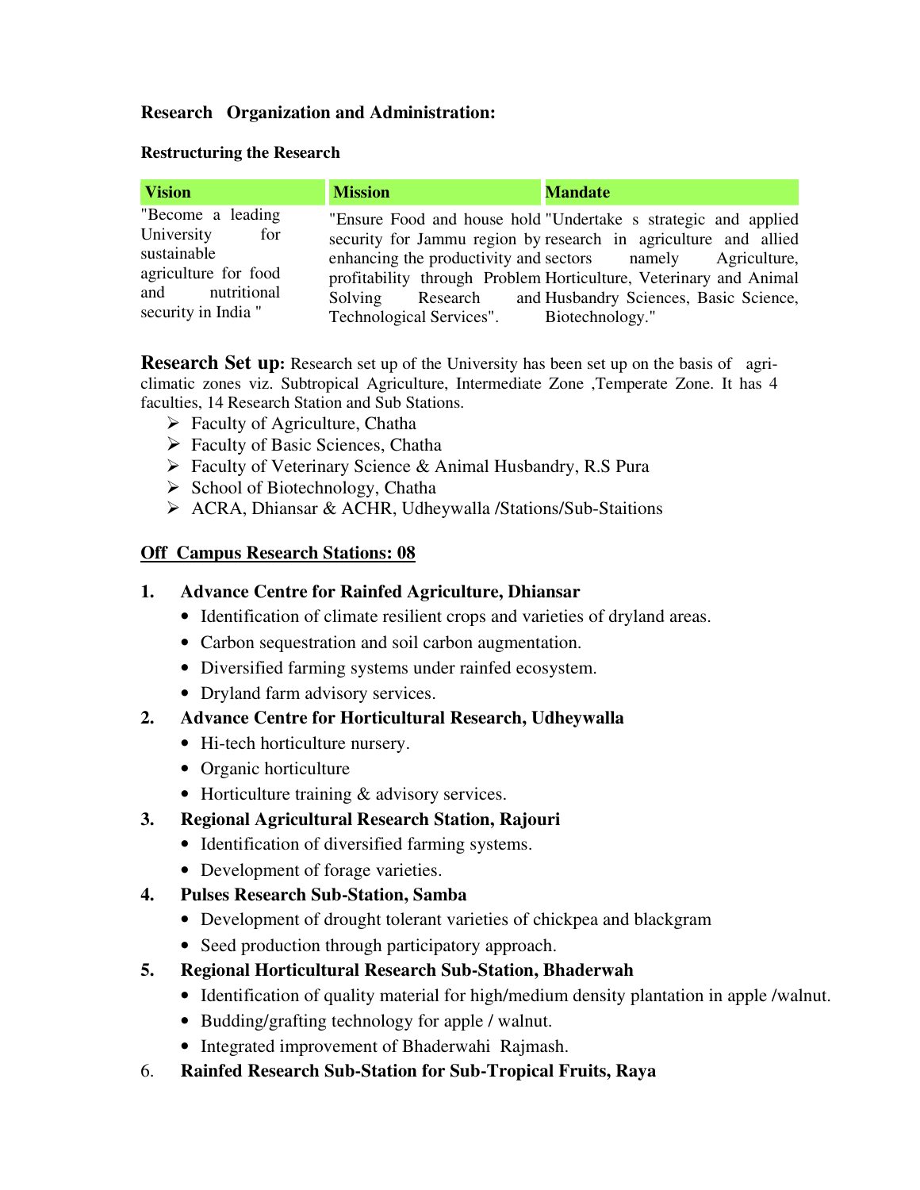## Research Organization and Administration:

### Restructuring the Research

| Vision | Mission | Mandate |
|---|---|---|
| "Become a leading University for sustainable agriculture for food and nutritional security in India " | "Ensure Food and house hold security for Jammu region by enhancing the productivity and profitability through Problem Solving Research and Technological Services". | "Undertake s strategic and applied research in agriculture and allied sectors namely Agriculture, Horticulture, Veterinary and Animal Husbandry Sciences, Basic Science, Biotechnology." |

**Research Set up:** Research set up of the University has been set up on the basis of agri-climatic zones viz. Subtropical Agriculture, Intermediate Zone ,Temperate Zone. It has 4 faculties, 14 Research Station and Sub Stations.

- Faculty of Agriculture, Chatha
- Faculty of Basic Sciences, Chatha
- Faculty of Veterinary Science & Animal Husbandry, R.S Pura
- School of Biotechnology, Chatha
- ACRA, Dhiansar & ACHR, Udheywalla /Stations/Sub-Staitions

**Off Campus Research Stations: 08**

1. **Advance Centre for Rainfed Agriculture, Dhiansar**
   - Identification of climate resilient crops and varieties of dryland areas.
   - Carbon sequestration and soil carbon augmentation.
   - Diversified farming systems under rainfed ecosystem.
   - Dryland farm advisory services.
2. **Advance Centre for Horticultural Research, Udheywalla**
   - Hi-tech horticulture nursery.
   - Organic horticulture
   - Horticulture training & advisory services.
3. **Regional Agricultural Research Station, Rajouri**
   - Identification of diversified farming systems.
   - Development of forage varieties.
4. **Pulses Research Sub-Station, Samba**
   - Development of drought tolerant varieties of chickpea and blackgram
   - Seed production through participatory approach.
5. **Regional Horticultural Research Sub-Station, Bhaderwah**
   - Identification of quality material for high/medium density plantation in apple /walnut.
   - Budding/grafting technology for apple / walnut.
   - Integrated improvement of Bhaderwahi Rajmash.
6. **Rainfed Research Sub-Station for Sub-Tropical Fruits, Raya**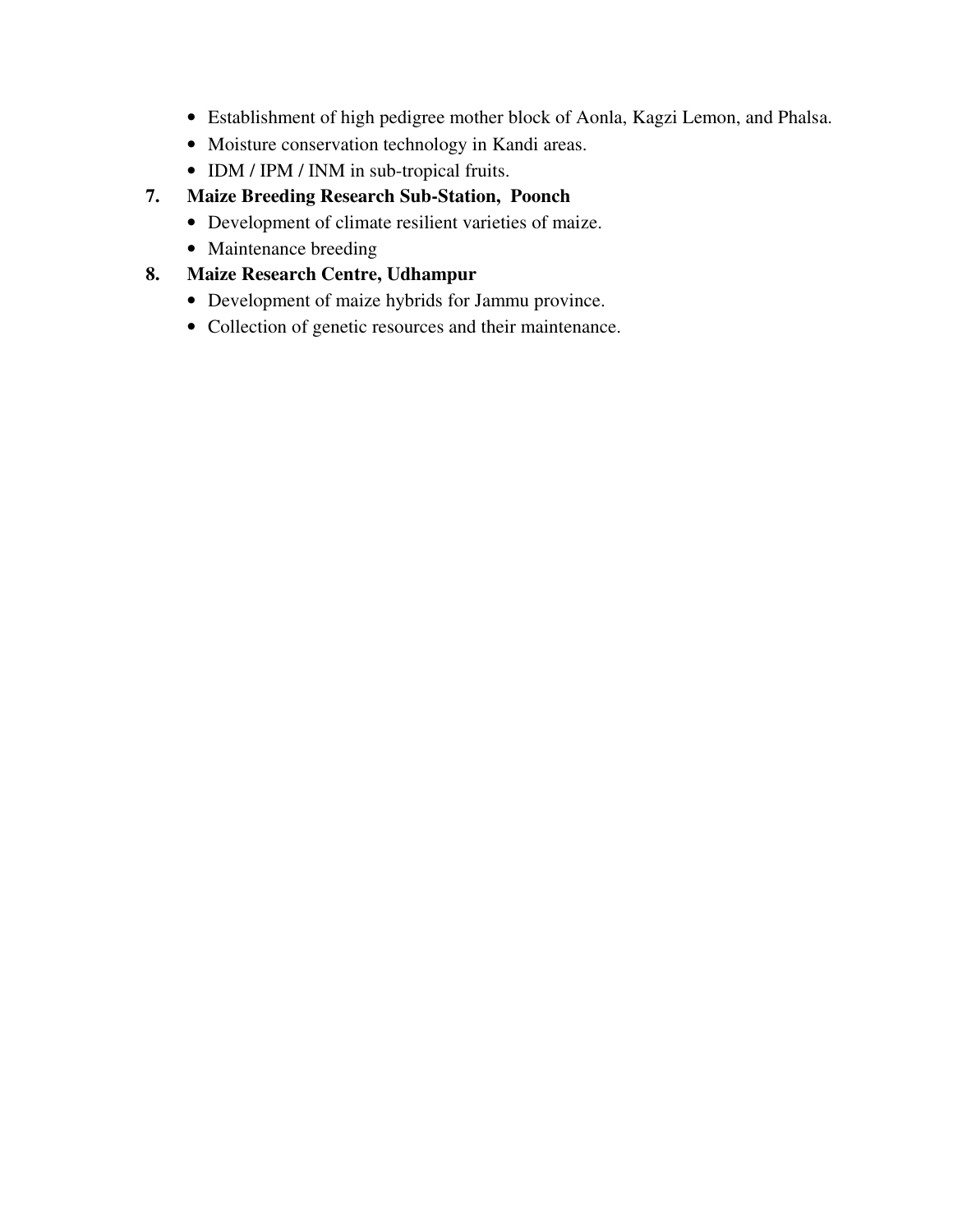- Establishment of high pedigree mother block of Aonla, Kagzi Lemon, and Phalsa.
- Moisture conservation technology in Kandi areas.
- IDM / IPM / INM in sub-tropical fruits.

7. **Maize Breeding Research Sub-Station, Poonch**
   - Development of climate resilient varieties of maize.
   - Maintenance breeding

8. **Maize Research Centre, Udhampur**
   - Development of maize hybrids for Jammu province.
   - Collection of genetic resources and their maintenance.